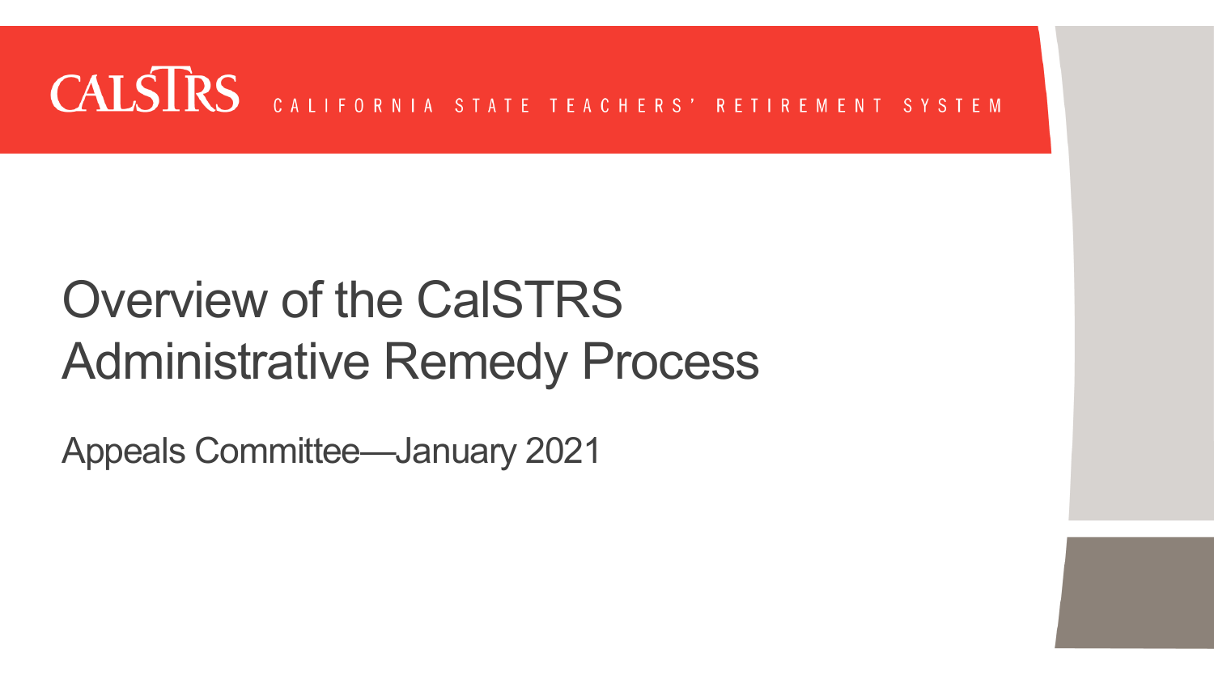CALSTRS CALIFORNIA STATE TEACHERS' RETIREMENT SYSTEM

# Overview of the CalSTRS Administrative Remedy Process

Appeals Committee—January 2021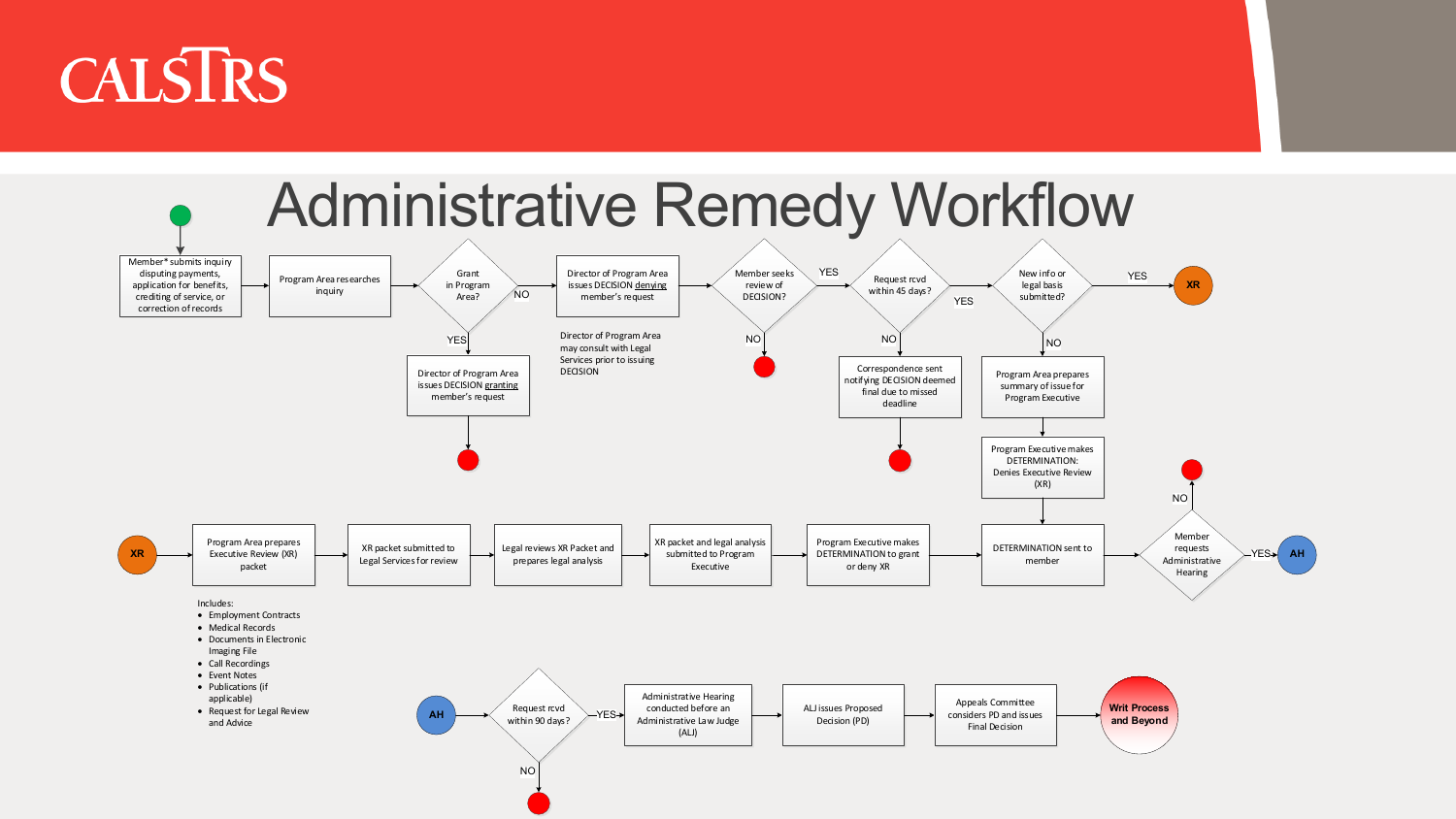# Administrative Remedy Workflow

Member* submits inquiry disputing payments, application for benefits, crediting of service, or correction of records

Program Area researches inquiry

Grant in Program Area?

- YES → Director of Program Area issues DECISION granting member's request → End
- NO → Director of Program Area issues DECISION denying member's request

Director of Program Area may consult with Legal Services prior to issuing DECISION

Member seeks review of DECISION?

- NO → End
- YES → Request rcvd within 45 days?
  - NO → Correspondence sent notifying DECISION deemed final due to missed deadline → End
  - YES → New info or legal basis submitted?
    - YES → XR
    - NO → Program Area prepares summary of issue for Program Executive → Program Executive makes DETERMINATION: Denies Executive Review (XR) → DETERMINATION sent to member

XR → Program Area prepares Executive Review (XR) packet → XR packet submitted to Legal Services for review → Legal reviews XR Packet and prepares legal analysis → XR packet and legal analysis submitted to Program Executive → Program Executive makes DETERMINATION to grant or deny XR → DETERMINATION sent to member

Includes:

- Employment Contracts
- Medical Records
- Documents in Electronic Imaging File
- Call Recordings
- Event Notes
- Publications (if applicable)
- Request for Legal Review and Advice

Member requests Administrative Hearing

- NO → End
- YES → AH

AH → Request rcvd within 90 days?

- NO → End
- YES → Administrative Hearing conducted before an Administrative Law Judge (ALJ) → ALJ issues Proposed Decision (PD) → Appeals Committee considers PD and issues Final Decision → **Writ Process and Beyond**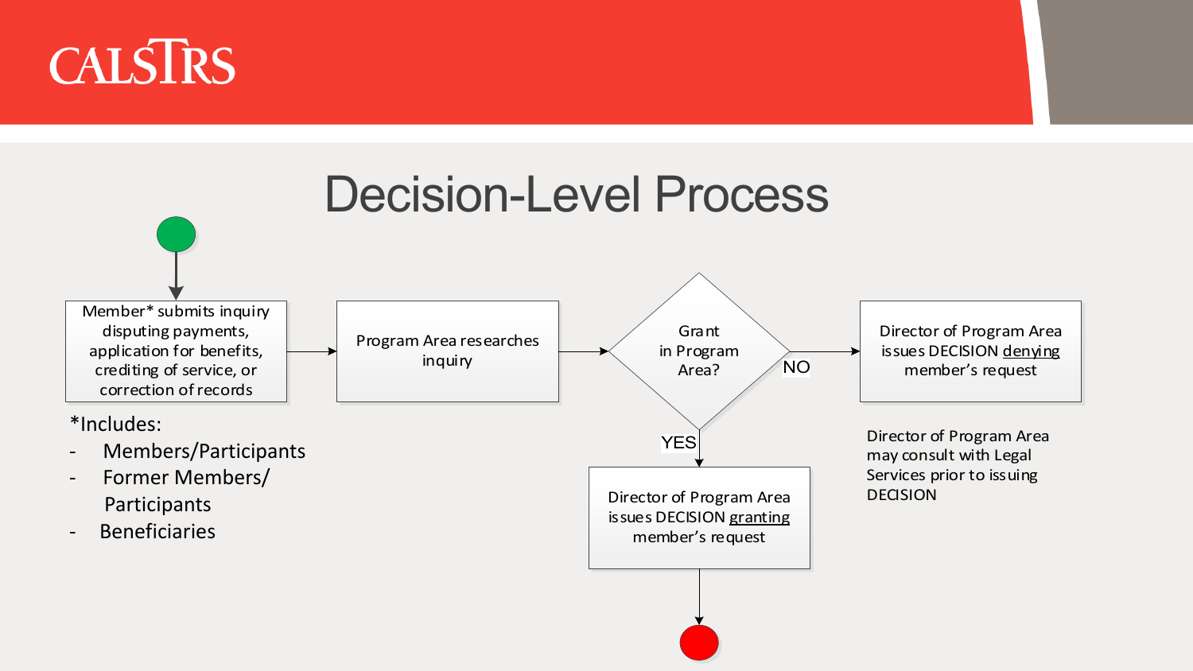# Decision-Level Process

Member* submits inquiry disputing payments, application for benefits, crediting of service, or correction of records

*Includes:

- Members/Participants
- Former Members/ Participants
- Beneficiaries

Program Area researches inquiry

Grant in Program Area?

NO

Director of Program Area issues DECISION denying member's request

Director of Program Area may consult with Legal Services prior to issuing DECISION

YES

Director of Program Area issues DECISION granting member's request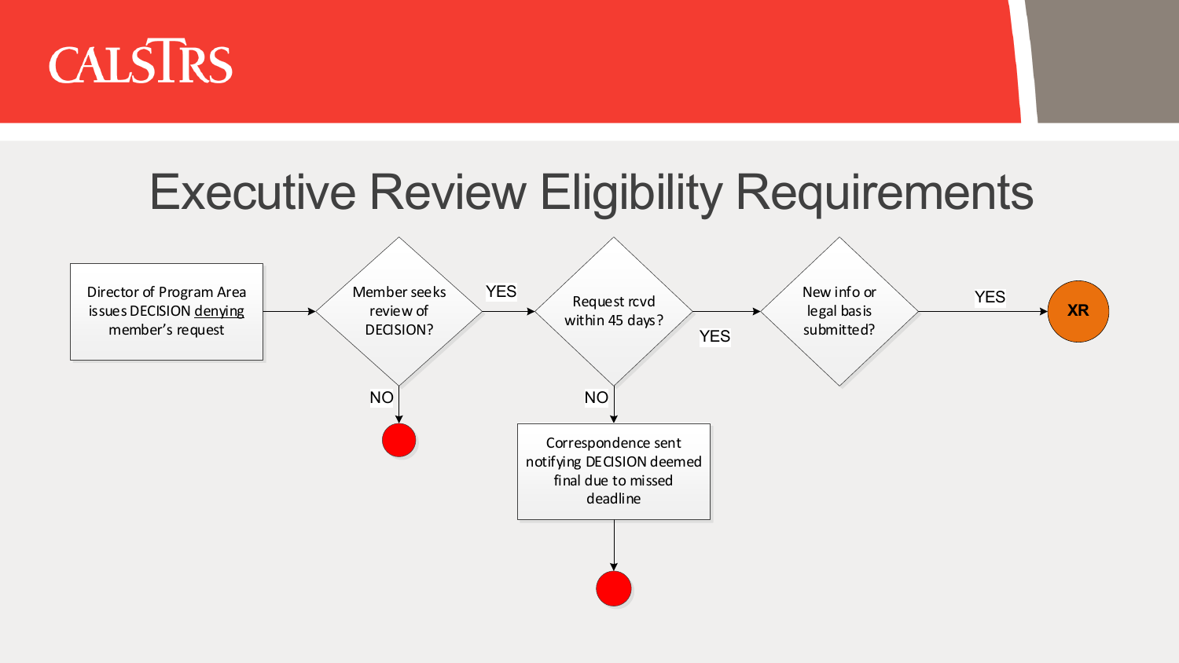# Executive Review Eligibility Requirements

Director of Program Area issues DECISION denying member's request → **Member seeks review of DECISION?**

- NO → (end)
- YES → **Request rcvd within 45 days?**
  - NO → Correspondence sent notifying DECISION deemed final due to missed deadline → (end)
  - YES → **New info or legal basis submitted?**
    - YES → **XR**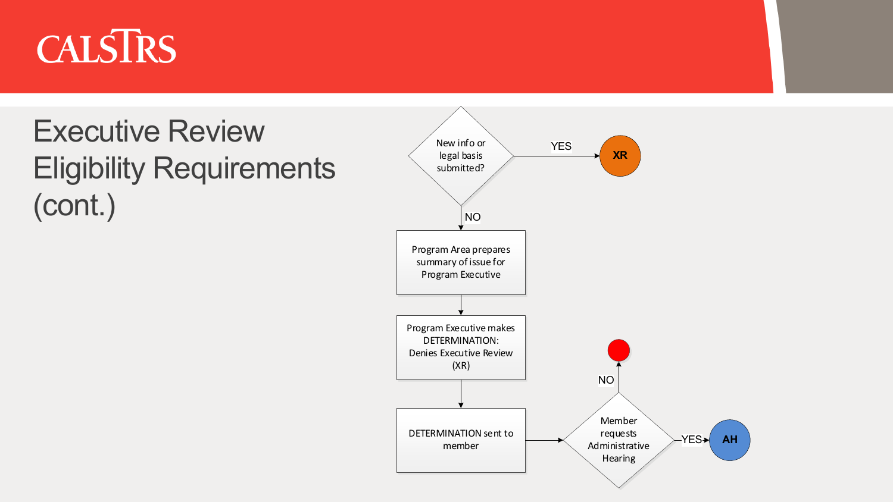# Executive Review Eligibility Requirements (cont.)

New info or legal basis submitted?

YES → XR

NO

Program Area prepares summary of issue for Program Executive

Program Executive makes DETERMINATION: Denies Executive Review (XR)

DETERMINATION sent to member

Member requests Administrative Hearing

YES → AH

NO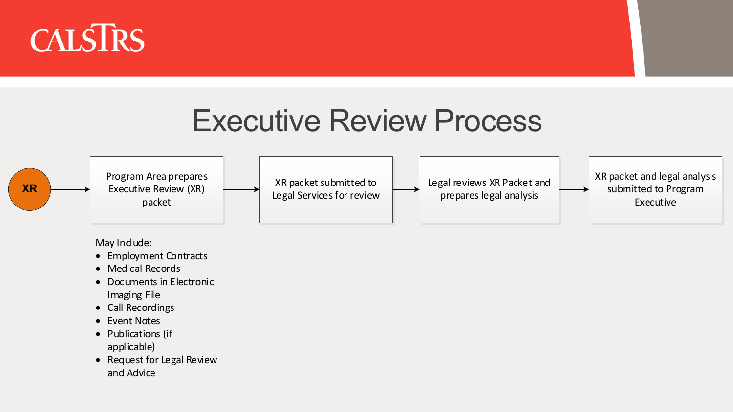# Executive Review Process

XR → Program Area prepares Executive Review (XR) packet → XR packet submitted to Legal Services for review → Legal reviews XR Packet and prepares legal analysis → XR packet and legal analysis submitted to Program Executive

May Include:

- Employment Contracts
- Medical Records
- Documents in Electronic Imaging File
- Call Recordings
- Event Notes
- Publications (if applicable)
- Request for Legal Review and Advice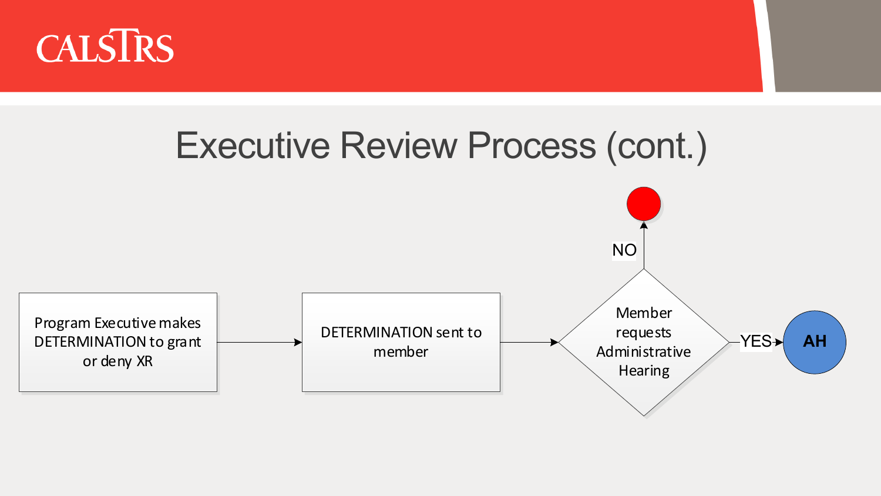# Executive Review Process (cont.)

Program Executive makes DETERMINATION to grant or deny XR

DETERMINATION sent to member

Member requests Administrative Hearing

NO

YES

AH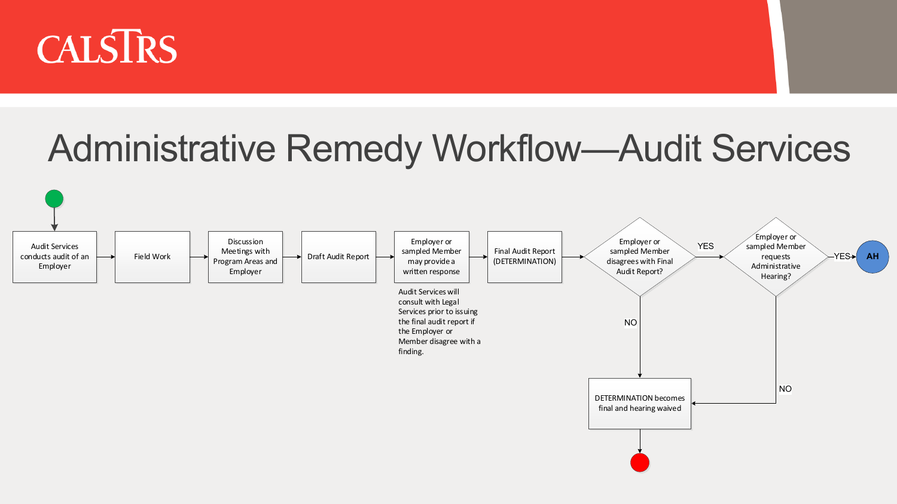# Administrative Remedy Workflow—Audit Services

Audit Services conducts audit of an Employer

Field Work

Discussion Meetings with Program Areas and Employer

Draft Audit Report

Employer or sampled Member may provide a written response

Audit Services will consult with Legal Services prior to issuing the final audit report if the Employer or Member disagree with a finding.

Final Audit Report (DETERMINATION)

Employer or sampled Member disagrees with Final Audit Report?

YES

Employer or sampled Member requests Administrative Hearing?

YES

AH

NO

DETERMINATION becomes final and hearing waived

NO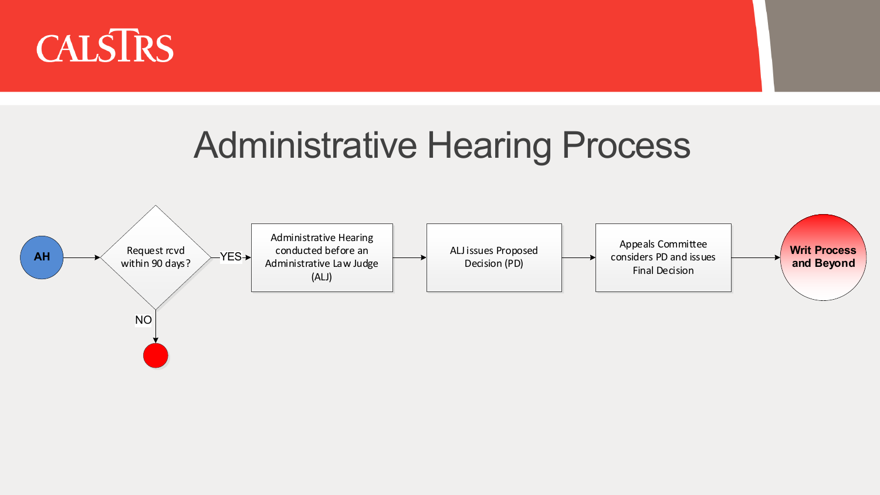# Administrative Hearing Process

- **AH** → Request rcvd within 90 days?
  - NO → (end)
  - YES → Administrative Hearing conducted before an Administrative Law Judge (ALJ) → ALJ issues Proposed Decision (PD) → Appeals Committee considers PD and issues Final Decision → **Writ Process and Beyond**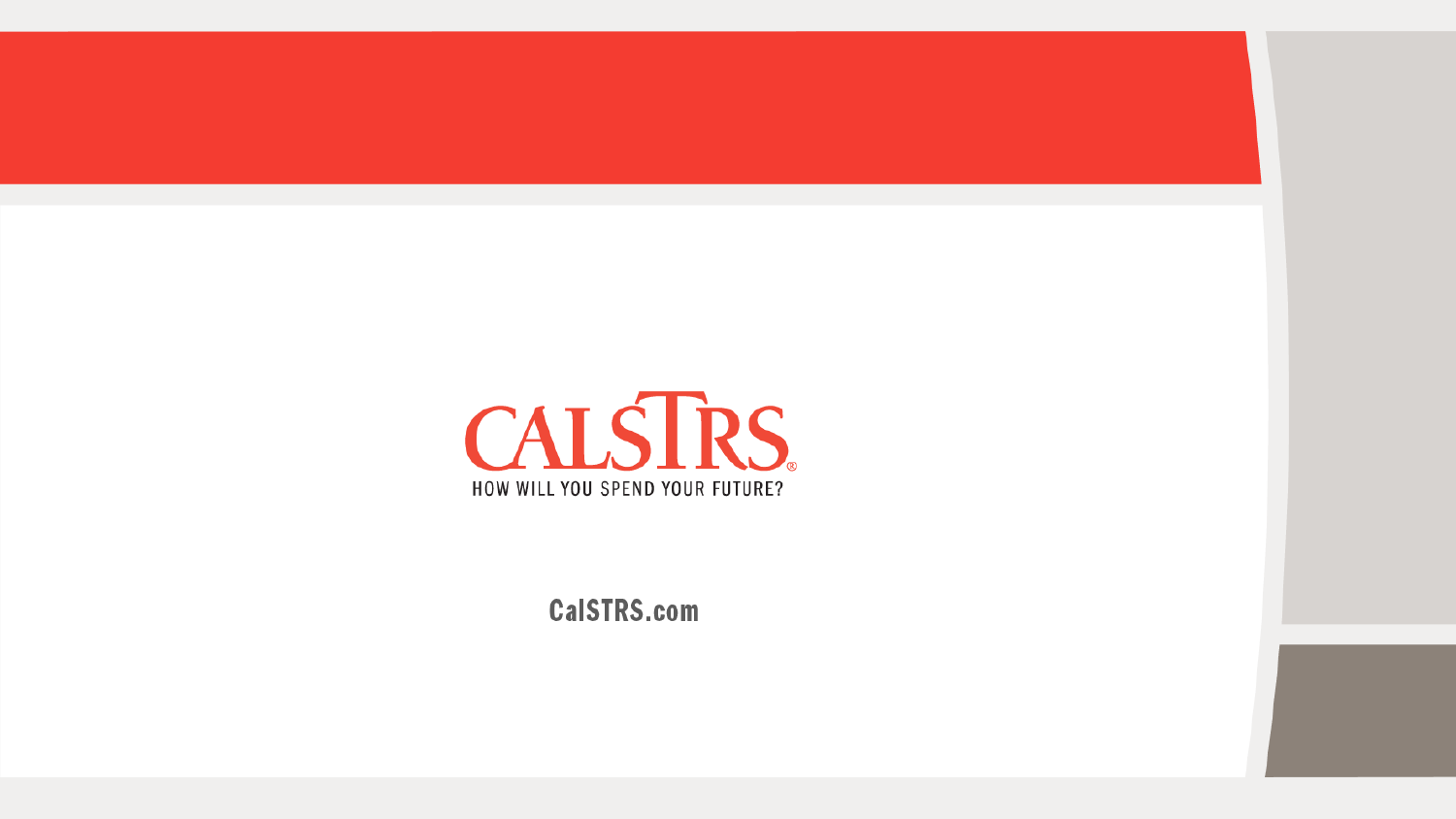CALSTRS

HOW WILL YOU SPEND YOUR FUTURE?

CalSTRS.com